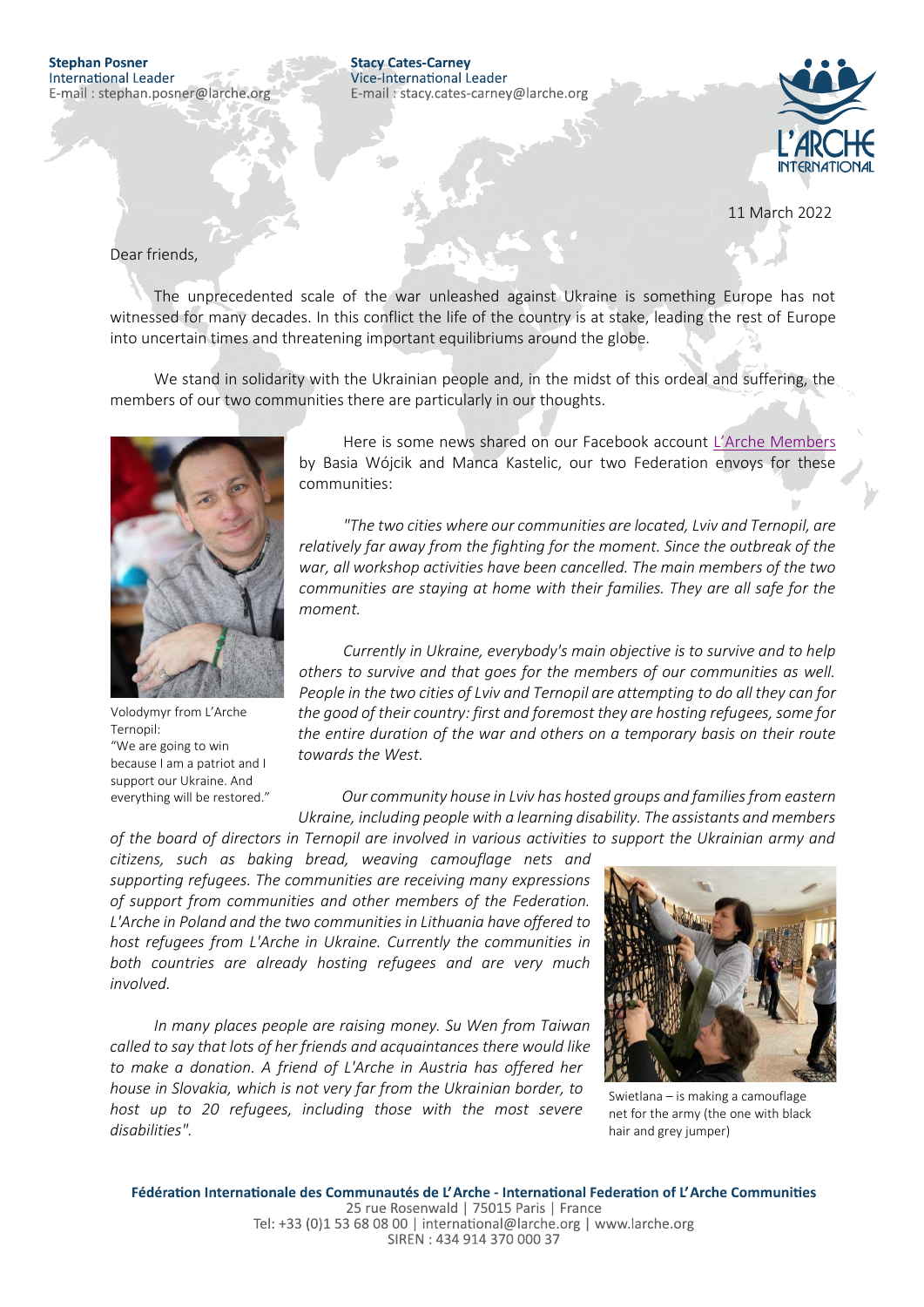**Stephan Posner**
International Leader
E-mail : stephan.posner@larche.org

**Stacy Cates-Carney**
Vice-International Leader
E-mail : stacy.cates-carney@larche.org

11 March 2022

Dear friends,

The unprecedented scale of the war unleashed against Ukraine is something Europe has not witnessed for many decades. In this conflict the life of the country is at stake, leading the rest of Europe into uncertain times and threatening important equilibriums around the globe.

We stand in solidarity with the Ukrainian people and, in the midst of this ordeal and suffering, the members of our two communities there are particularly in our thoughts.

Here is some news shared on our Facebook account L'Arche Members by Basia Wójcik and Manca Kastelic, our two Federation envoys for these communities:

*"The two cities where our communities are located, Lviv and Ternopil, are relatively far away from the fighting for the moment. Since the outbreak of the war, all workshop activities have been cancelled. The main members of the two communities are staying at home with their families. They are all safe for the moment.*

*Currently in Ukraine, everybody's main objective is to survive and to help others to survive and that goes for the members of our communities as well. People in the two cities of Lviv and Ternopil are attempting to do all they can for the good of their country: first and foremost they are hosting refugees, some for the entire duration of the war and others on a temporary basis on their route towards the West.*

Volodymyr from L'Arche Ternopil:
"We are going to win because I am a patriot and I support our Ukraine. And everything will be restored."

*Our community house in Lviv has hosted groups and families from eastern Ukraine, including people with a learning disability. The assistants and members of the board of directors in Ternopil are involved in various activities to support the Ukrainian army and citizens, such as baking bread, weaving camouflage nets and supporting refugees. The communities are receiving many expressions of support from communities and other members of the Federation. L'Arche in Poland and the two communities in Lithuania have offered to host refugees from L'Arche in Ukraine. Currently the communities in both countries are already hosting refugees and are very much involved.*

*In many places people are raising money. Su Wen from Taiwan called to say that lots of her friends and acquaintances there would like to make a donation. A friend of L'Arche in Austria has offered her house in Slovakia, which is not very far from the Ukrainian border, to host up to 20 refugees, including those with the most severe disabilities".*

Swietlana – is making a camouflage net for the army (the one with black hair and grey jumper)

**Fédération Internationale des Communautés de L'Arche - International Federation of L'Arche Communities**
25 rue Rosenwald | 75015 Paris | France
Tel: +33 (0)1 53 68 08 00 | international@larche.org | www.larche.org
SIREN : 434 914 370 000 37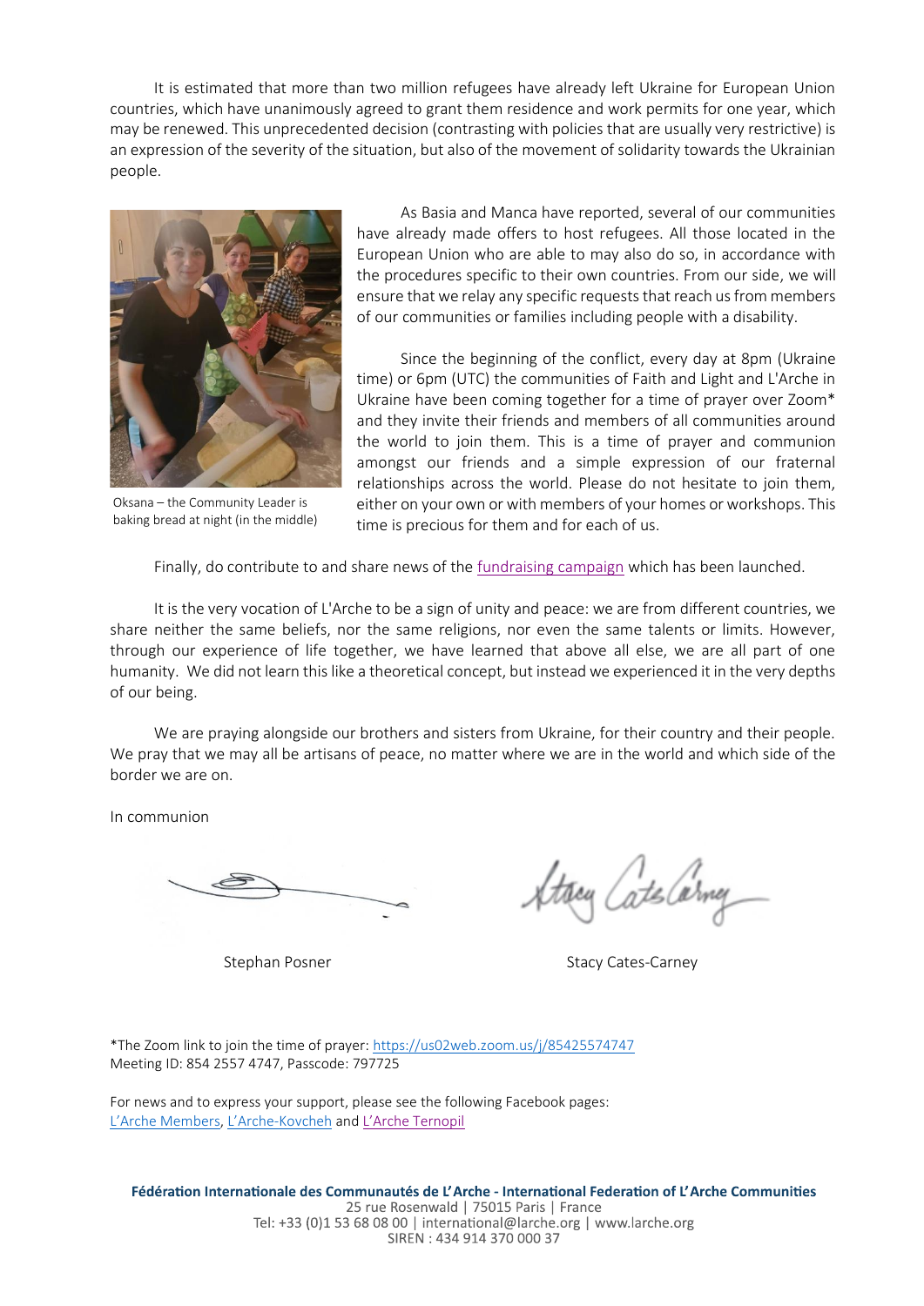It is estimated that more than two million refugees have already left Ukraine for European Union countries, which have unanimously agreed to grant them residence and work permits for one year, which may be renewed. This unprecedented decision (contrasting with policies that are usually very restrictive) is an expression of the severity of the situation, but also of the movement of solidarity towards the Ukrainian people.

Oksana – the Community Leader is baking bread at night (in the middle)

As Basia and Manca have reported, several of our communities have already made offers to host refugees. All those located in the European Union who are able to may also do so, in accordance with the procedures specific to their own countries. From our side, we will ensure that we relay any specific requests that reach us from members of our communities or families including people with a disability.

Since the beginning of the conflict, every day at 8pm (Ukraine time) or 6pm (UTC) the communities of Faith and Light and L'Arche in Ukraine have been coming together for a time of prayer over Zoom* and they invite their friends and members of all communities around the world to join them. This is a time of prayer and communion amongst our friends and a simple expression of our fraternal relationships across the world. Please do not hesitate to join them, either on your own or with members of your homes or workshops. This time is precious for them and for each of us.

Finally, do contribute to and share news of the fundraising campaign which has been launched.

It is the very vocation of L'Arche to be a sign of unity and peace: we are from different countries, we share neither the same beliefs, nor the same religions, nor even the same talents or limits. However, through our experience of life together, we have learned that above all else, we are all part of one humanity. We did not learn this like a theoretical concept, but instead we experienced it in the very depths of our being.

We are praying alongside our brothers and sisters from Ukraine, for their country and their people. We pray that we may all be artisans of peace, no matter where we are in the world and which side of the border we are on.

In communion

Stephan Posner    Stacy Cates-Carney

*The Zoom link to join the time of prayer: https://us02web.zoom.us/j/85425574747
Meeting ID: 854 2557 4747, Passcode: 797725

For news and to express your support, please see the following Facebook pages:
L'Arche Members, L'Arche-Kovcheh and L'Arche Ternopil

**Fédération Internationale des Communautés de L'Arche - International Federation of L'Arche Communities**
25 rue Rosenwald | 75015 Paris | France
Tel: +33 (0)1 53 68 08 00 | international@larche.org | www.larche.org
SIREN : 434 914 370 000 37